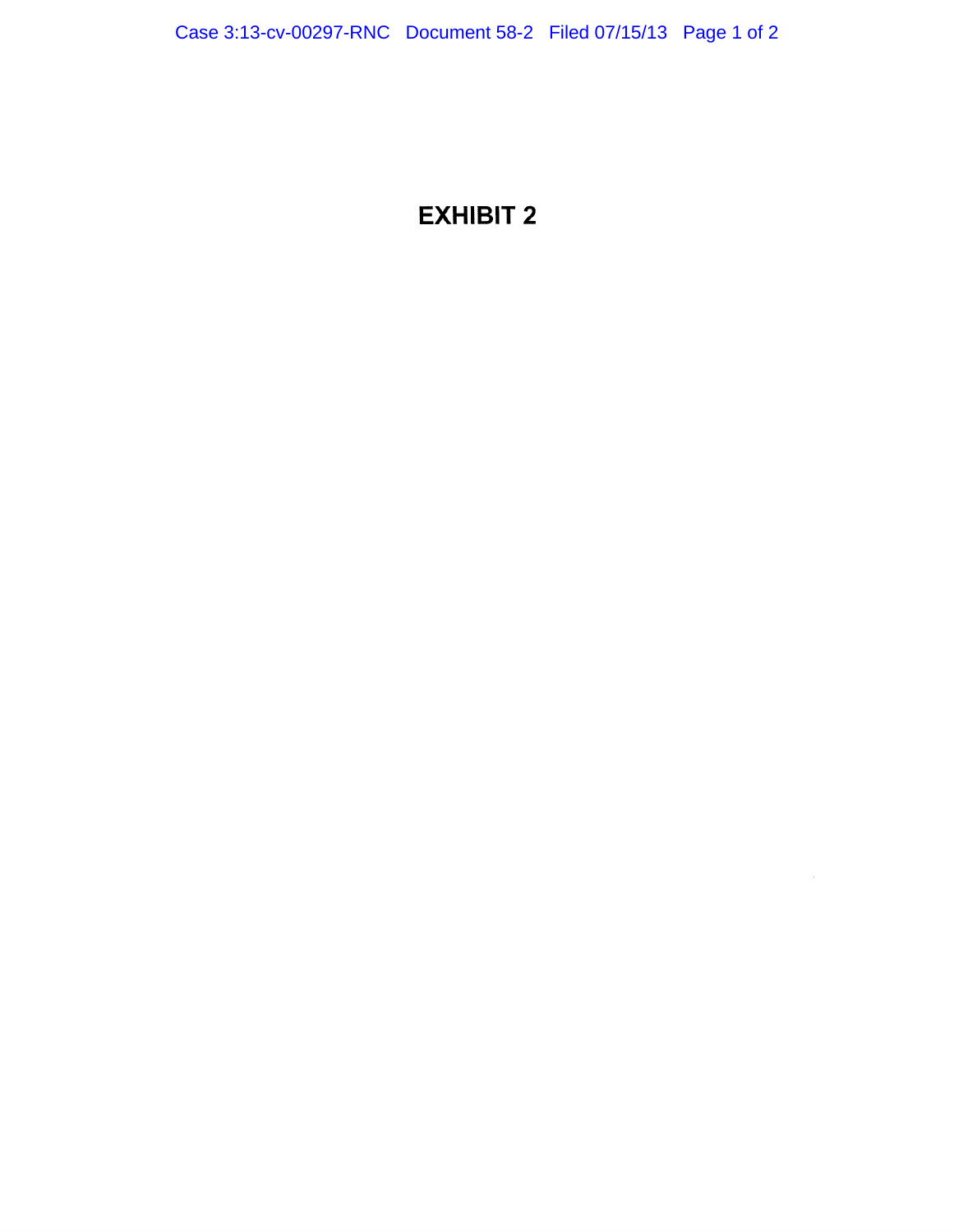# EXHIBIT 2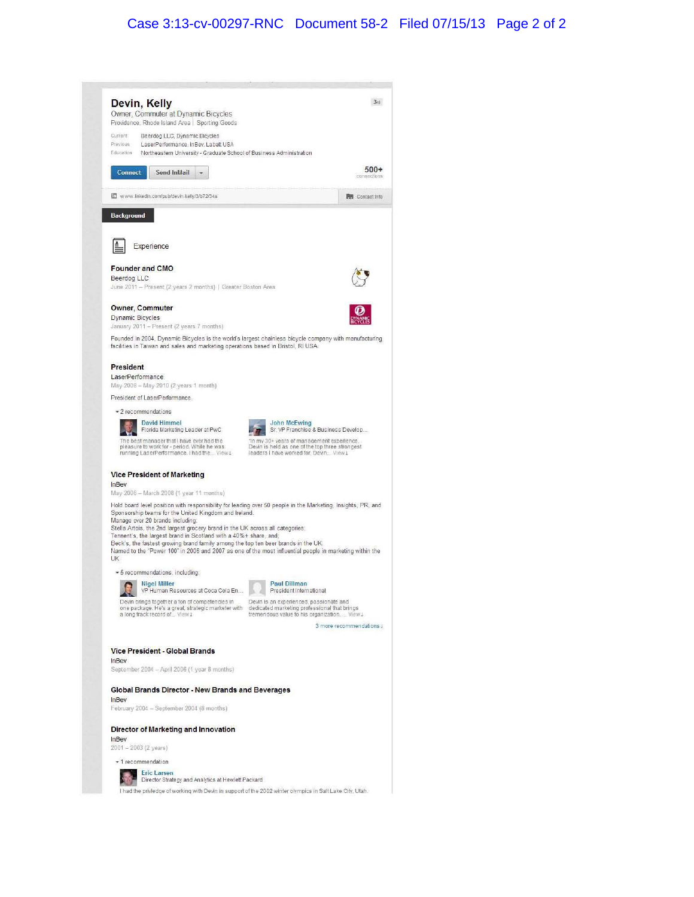# Devin, Kelly

3rd

Owner, Commuter at Dynamic Bicycles

Providence, Rhode Island Area | Sporting Goods

Current: Beerdog LLC, Dynamic Bicycles

Previous: LaserPerformance, InBev, Labatt USA

Education: Northeastern University - Graduate School of Business Administration

Connect | Send InMail

500+ connections

www.linkedin.com/pub/devin-kelly/3/b72/34a

Contact Info

**Background**

## Experience

### Founder and CMO
Beerdog LLC
June 2011 – Present (2 years 2 months) | Greater Boston Area

### Owner, Commuter
Dynamic Bicycles
January 2011 – Present (2 years 7 months)

Founded in 2004, Dynamic Bicycles is the world's largest chainless bicycle company with manufacturing facilities in Taiwan and sales and marketing operations based in Bristol, RI USA.

### President
LaserPerformance
May 2008 – May 2010 (2 years 1 month)

President of LaserPerformance.

▾ 2 recommendations

**David Himmel**
Florida Marketing Leader at PwC
The best manager that I have ever had the pleasure to work for - period. While he was running LaserPerformance, I had the... View↓

**John McEwing**
Sr. VP Franchise & Business Develop...
"In my 30+ years of management experience, Devin is held as one of the top three strongest leaders I have worked for. Devin... View↓

### Vice President of Marketing
InBev
May 2006 – March 2008 (1 year 11 months)

Hold board level position with responsibility for leading over 50 people in the Marketing, Insights, PR, and Sponsorship teams for the United Kingdom and Ireland.
Manage over 20 brands including:
Stella Artois, the 2nd largest grocery brand in the UK across all categories;
Tennent's, the largest brand in Scotland with a 40%+ share, and;
Beck's, the fastest growing brand family among the top ten beer brands in the UK.
Named to the "Power 100" in 2006 and 2007 as one of the most influential people in marketing within the UK.

▾ 5 recommendations, including:

**Nigel Miller**
VP Human Resources at Coca Cola En...
Devin brings together a ton of competencies in one package. He's a great, strategic marketer with a long track record of... View↓

**Paul Dillman**
President International
Devin is an experienced, passionate and dedicated marketing professional that brings tremendous value to his organization. ... View↓

3 more recommendations↓

### Vice President - Global Brands
InBev
September 2004 – April 2006 (1 year 8 months)

### Global Brands Director - New Brands and Beverages
InBev
February 2004 – September 2004 (8 months)

### Director of Marketing and Innovation
InBev
2001 – 2003 (2 years)

▾ 1 recommendation

**Eric Larsen**
Director Strategy and Analytics at Hewlett Packard
I had the priviledge of working with Devin in support of the 2002 winter olympics in Salt Lake City, Utah.